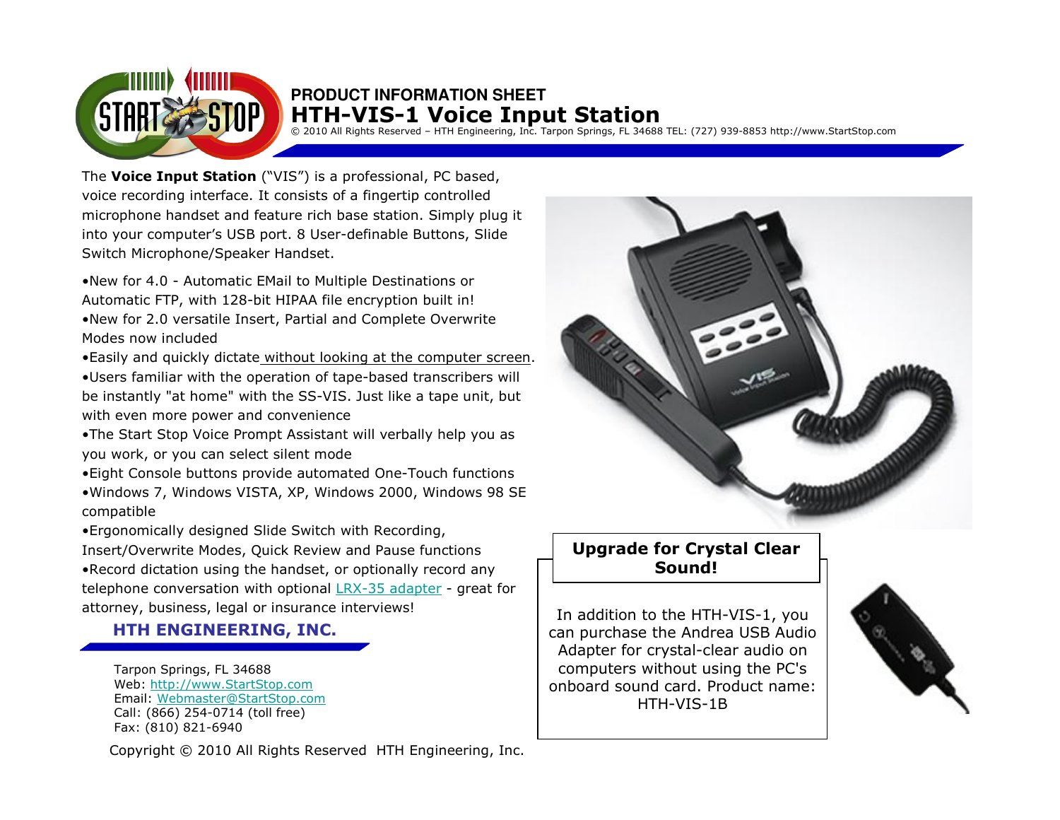PRODUCT INFORMATION SHEET

# HTH-VIS-1 Voice Input Station

© 2010 All Rights Reserved – HTH Engineering, Inc. Tarpon Springs, FL 34688 TEL: (727) 939-8853 http://www.StartStop.com

The **Voice Input Station** ("VIS") is a professional, PC based, voice recording interface. It consists of a fingertip controlled microphone handset and feature rich base station. Simply plug it into your computer's USB port. 8 User-definable Buttons, Slide Switch Microphone/Speaker Handset.

- New for 4.0 - Automatic EMail to Multiple Destinations or Automatic FTP, with 128-bit HIPAA file encryption built in!
- New for 2.0 versatile Insert, Partial and Complete Overwrite Modes now included
- Easily and quickly dictate without looking at the computer screen.
- Users familiar with the operation of tape-based transcribers will be instantly "at home" with the SS-VIS. Just like a tape unit, but with even more power and convenience
- The Start Stop Voice Prompt Assistant will verbally help you as you work, or you can select silent mode
- Eight Console buttons provide automated One-Touch functions
- Windows 7, Windows VISTA, XP, Windows 2000, Windows 98 SE compatible
- Ergonomically designed Slide Switch with Recording, Insert/Overwrite Modes, Quick Review and Pause functions
- Record dictation using the handset, or optionally record any telephone conversation with optional LRX-35 adapter - great for attorney, business, legal or insurance interviews!

**Upgrade for Crystal Clear Sound!**

In addition to the HTH-VIS-1, you can purchase the Andrea USB Audio Adapter for crystal-clear audio on computers without using the PC's onboard sound card. Product name: HTH-VIS-1B

## HTH ENGINEERING, INC.

Tarpon Springs, FL 34688
Web: http://www.StartStop.com
Email: Webmaster@StartStop.com
Call: (866) 254-0714 (toll free)
Fax: (810) 821-6940

Copyright © 2010 All Rights Reserved HTH Engineering, Inc.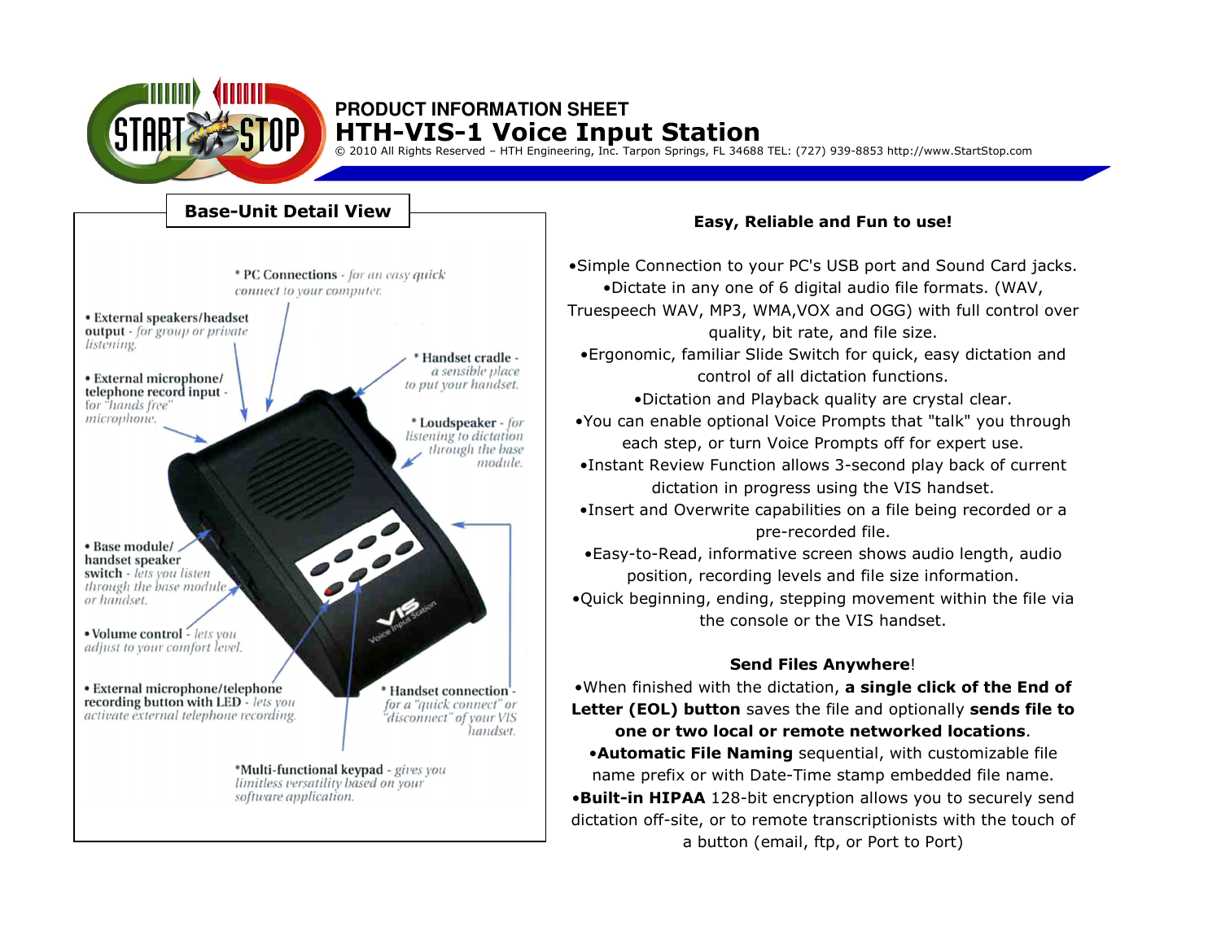**PRODUCT INFORMATION SHEET**

# HTH-VIS-1 Voice Input Station

© 2010 All Rights Reserved – HTH Engineering, Inc. Tarpon Springs, FL 34688 TEL: (727) 939-8853 http://www.StartStop.com

## Base-Unit Detail View

* PC Connections - *for an easy quick connect to your computer.*

• External speakers/headset output - *for group or private listening.*

* Handset cradle - *a sensible place to put your handset.*

• External microphone/telephone record input - *for "hands free" microphone.*

* Loudspeaker - *for listening to dictation through the base module.*

• Base module/handset speaker switch - *lets you listen through the base module or handset.*

• Volume control - *lets you adjust to your comfort level.*

• External microphone/telephone recording button with LED - *lets you activate external telephone recording.*

* Handset connection - *for a "quick connect" or "disconnect" of your VIS handset.*

*Multi-functional keypad - *gives you limitless versatility based on your software application.*

### Easy, Reliable and Fun to use!

•Simple Connection to your PC's USB port and Sound Card jacks.

•Dictate in any one of 6 digital audio file formats. (WAV, Truespeech WAV, MP3, WMA,VOX and OGG) with full control over quality, bit rate, and file size.

•Ergonomic, familiar Slide Switch for quick, easy dictation and control of all dictation functions.

•Dictation and Playback quality are crystal clear.

•You can enable optional Voice Prompts that "talk" you through each step, or turn Voice Prompts off for expert use.

•Instant Review Function allows 3-second play back of current dictation in progress using the VIS handset.

•Insert and Overwrite capabilities on a file being recorded or a pre-recorded file.

•Easy-to-Read, informative screen shows audio length, audio position, recording levels and file size information.

•Quick beginning, ending, stepping movement within the file via the console or the VIS handset.

### Send Files Anywhere!

•When finished with the dictation, **a single click of the End of Letter (EOL) button** saves the file and optionally **sends file to one or two local or remote networked locations**.

•**Automatic File Naming** sequential, with customizable file name prefix or with Date-Time stamp embedded file name.

•**Built-in HIPAA** 128-bit encryption allows you to securely send dictation off-site, or to remote transcriptionists with the touch of a button (email, ftp, or Port to Port)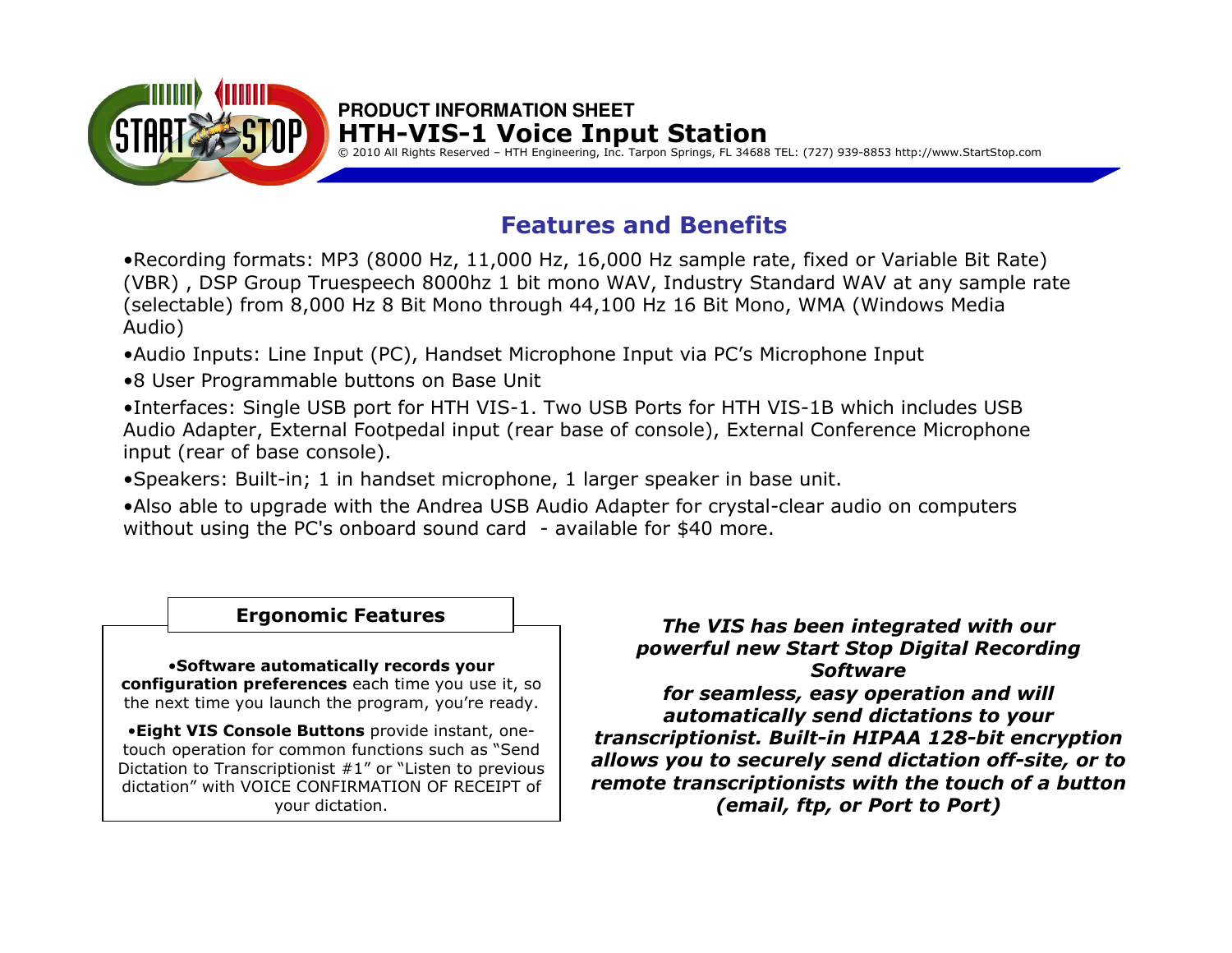**PRODUCT INFORMATION SHEET**

# HTH-VIS-1 Voice Input Station

© 2010 All Rights Reserved – HTH Engineering, Inc. Tarpon Springs, FL 34688 TEL: (727) 939-8853 http://www.StartStop.com

## Features and Benefits

•Recording formats: MP3 (8000 Hz, 11,000 Hz, 16,000 Hz sample rate, fixed or Variable Bit Rate) (VBR) , DSP Group Truespeech 8000hz 1 bit mono WAV, Industry Standard WAV at any sample rate (selectable) from 8,000 Hz 8 Bit Mono through 44,100 Hz 16 Bit Mono, WMA (Windows Media Audio)

•Audio Inputs: Line Input (PC), Handset Microphone Input via PC's Microphone Input

•8 User Programmable buttons on Base Unit

•Interfaces: Single USB port for HTH VIS-1. Two USB Ports for HTH VIS-1B which includes USB Audio Adapter, External Footpedal input (rear base of console), External Conference Microphone input (rear of base console).

•Speakers: Built-in; 1 in handset microphone, 1 larger speaker in base unit.

•Also able to upgrade with the Andrea USB Audio Adapter for crystal-clear audio on computers without using the PC's onboard sound card - available for $40 more.

### Ergonomic Features

•**Software automatically records your configuration preferences** each time you use it, so the next time you launch the program, you're ready.

•**Eight VIS Console Buttons** provide instant, one-touch operation for common functions such as "Send Dictation to Transcriptionist #1" or "Listen to previous dictation" with VOICE CONFIRMATION OF RECEIPT of your dictation.

***The VIS has been integrated with our powerful new Start Stop Digital Recording Software for seamless, easy operation and will automatically send dictations to your transcriptionist. Built-in HIPAA 128-bit encryption allows you to securely send dictation off-site, or to remote transcriptionists with the touch of a button (email, ftp, or Port to Port)***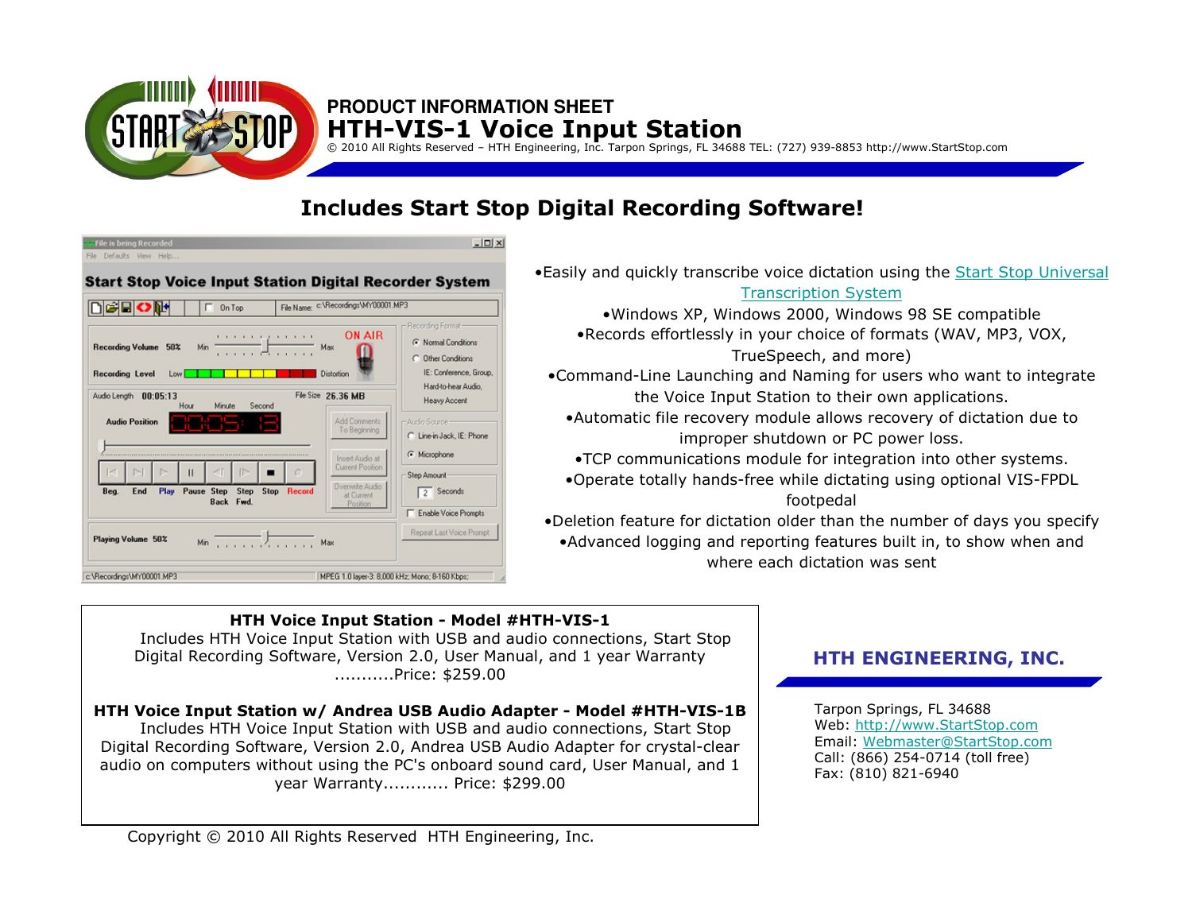# PRODUCT INFORMATION SHEET

## HTH-VIS-1 Voice Input Station

© 2010 All Rights Reserved – HTH Engineering, Inc. Tarpon Springs, FL 34688 TEL: (727) 939-8853 http://www.StartStop.com

## Includes Start Stop Digital Recording Software!

- Easily and quickly transcribe voice dictation using the Start Stop Universal Transcription System
- Windows XP, Windows 2000, Windows 98 SE compatible
- Records effortlessly in your choice of formats (WAV, MP3, VOX, TrueSpeech, and more)
- Command-Line Launching and Naming for users who want to integrate the Voice Input Station to their own applications.
- Automatic file recovery module allows recovery of dictation due to improper shutdown or PC power loss.
- TCP communications module for integration into other systems.
- Operate totally hands-free while dictating using optional VIS-FPDL footpedal
- Deletion feature for dictation older than the number of days you specify
- Advanced logging and reporting features built in, to show when and where each dictation was sent

**HTH Voice Input Station - Model #HTH-VIS-1**
Includes HTH Voice Input Station with USB and audio connections, Start Stop Digital Recording Software, Version 2.0, User Manual, and 1 year Warranty ...........Price: $259.00

**HTH Voice Input Station w/ Andrea USB Audio Adapter - Model #HTH-VIS-1B**
Includes HTH Voice Input Station with USB and audio connections, Start Stop Digital Recording Software, Version 2.0, Andrea USB Audio Adapter for crystal-clear audio on computers without using the PC's onboard sound card, User Manual, and 1 year Warranty............ Price: $299.00

### HTH ENGINEERING, INC.

Tarpon Springs, FL 34688
Web: http://www.StartStop.com
Email: Webmaster@StartStop.com
Call: (866) 254-0714 (toll free)
Fax: (810) 821-6940

Copyright © 2010 All Rights Reserved HTH Engineering, Inc.